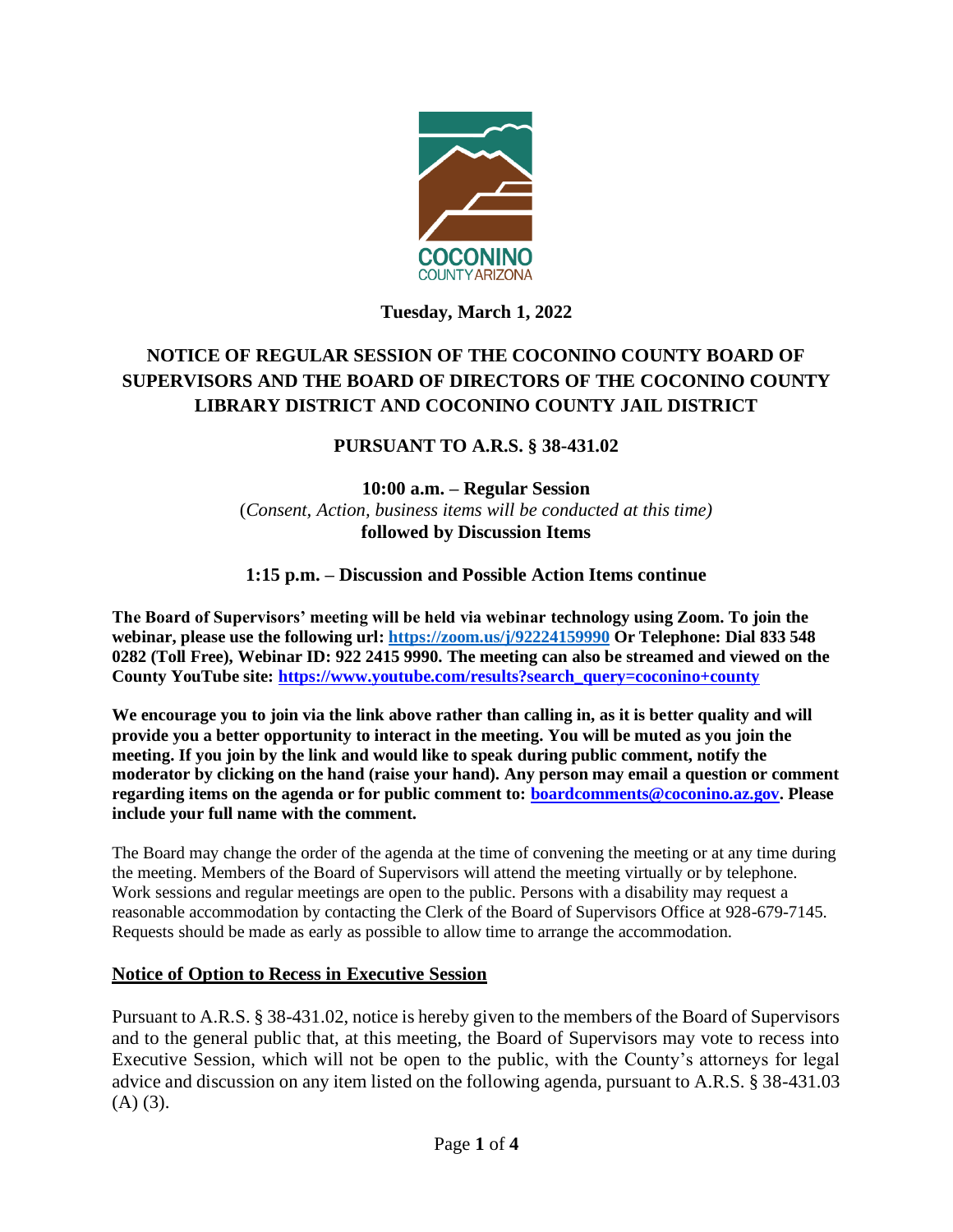COCONINO
COUNTY ARIZONA

**Tuesday, March 1, 2022**

## NOTICE OF REGULAR SESSION OF THE COCONINO COUNTY BOARD OF SUPERVISORS AND THE BOARD OF DIRECTORS OF THE COCONINO COUNTY LIBRARY DISTRICT AND COCONINO COUNTY JAIL DISTRICT

### PURSUANT TO A.R.S. § 38-431.02

**10:00 a.m. – Regular Session**
(*Consent, Action, business items will be conducted at this time)*
**followed by Discussion Items**

**1:15 p.m. – Discussion and Possible Action Items continue**

**The Board of Supervisors' meeting will be held via webinar technology using Zoom. To join the webinar, please use the following url: https://zoom.us/j/92224159990 Or Telephone: Dial 833 548 0282 (Toll Free), Webinar ID: 922 2415 9990. The meeting can also be streamed and viewed on the County YouTube site: https://www.youtube.com/results?search_query=coconino+county**

**We encourage you to join via the link above rather than calling in, as it is better quality and will provide you a better opportunity to interact in the meeting. You will be muted as you join the meeting. If you join by the link and would like to speak during public comment, notify the moderator by clicking on the hand (raise your hand). Any person may email a question or comment regarding items on the agenda or for public comment to: boardcomments@coconino.az.gov. Please include your full name with the comment.**

The Board may change the order of the agenda at the time of convening the meeting or at any time during the meeting. Members of the Board of Supervisors will attend the meeting virtually or by telephone. Work sessions and regular meetings are open to the public. Persons with a disability may request a reasonable accommodation by contacting the Clerk of the Board of Supervisors Office at 928-679-7145. Requests should be made as early as possible to allow time to arrange the accommodation.

**Notice of Option to Recess in Executive Session**

Pursuant to A.R.S. § 38-431.02, notice is hereby given to the members of the Board of Supervisors and to the general public that, at this meeting, the Board of Supervisors may vote to recess into Executive Session, which will not be open to the public, with the County's attorneys for legal advice and discussion on any item listed on the following agenda, pursuant to A.R.S. § 38-431.03 (A) (3).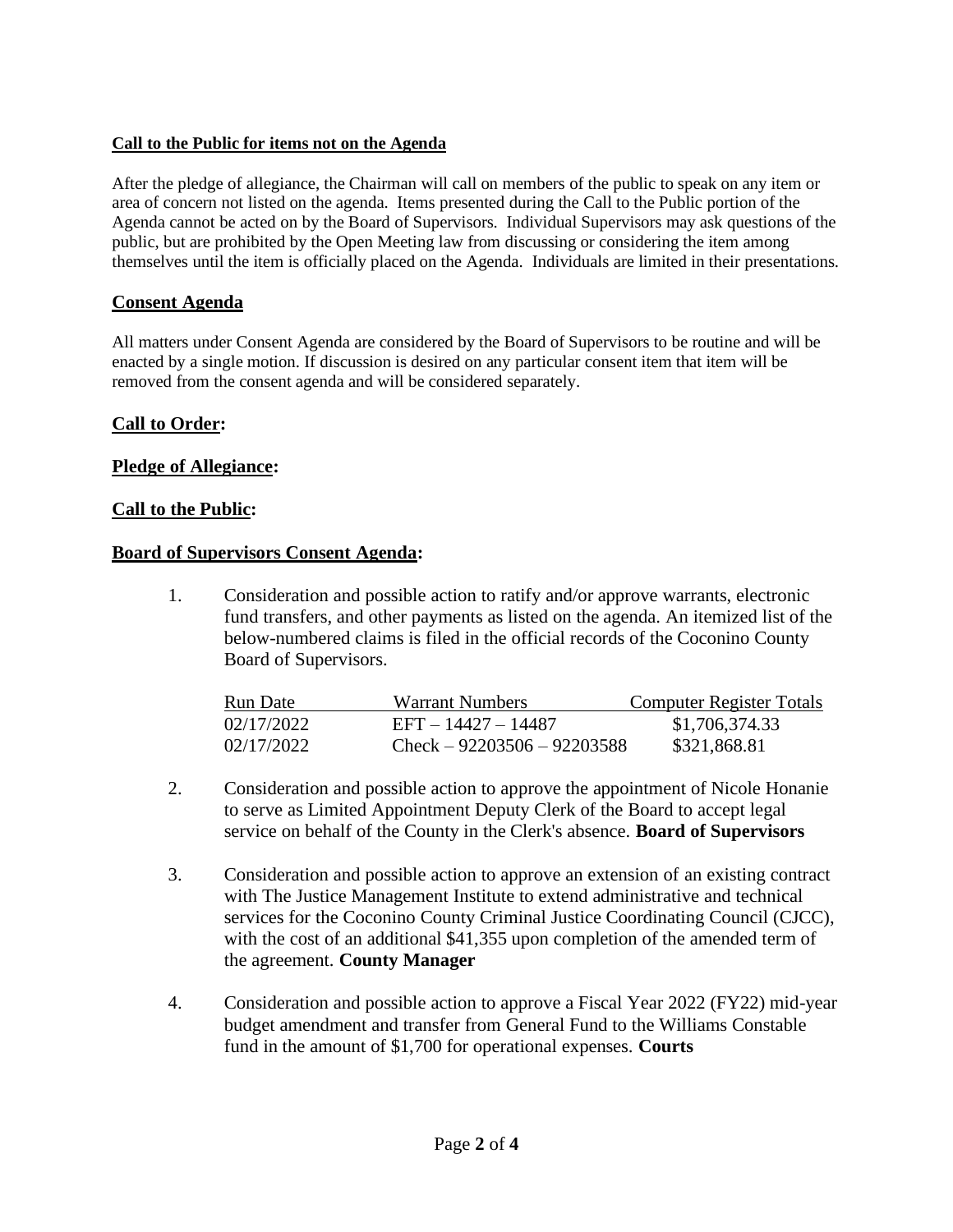**Call to the Public for items not on the Agenda**

After the pledge of allegiance, the Chairman will call on members of the public to speak on any item or area of concern not listed on the agenda. Items presented during the Call to the Public portion of the Agenda cannot be acted on by the Board of Supervisors. Individual Supervisors may ask questions of the public, but are prohibited by the Open Meeting law from discussing or considering the item among themselves until the item is officially placed on the Agenda. Individuals are limited in their presentations.

## Consent Agenda

All matters under Consent Agenda are considered by the Board of Supervisors to be routine and will be enacted by a single motion. If discussion is desired on any particular consent item that item will be removed from the consent agenda and will be considered separately.

## Call to Order:

## Pledge of Allegiance:

## Call to the Public:

## Board of Supervisors Consent Agenda:

1. Consideration and possible action to ratify and/or approve warrants, electronic fund transfers, and other payments as listed on the agenda. An itemized list of the below-numbered claims is filed in the official records of the Coconino County Board of Supervisors.

| Run Date | Warrant Numbers | Computer Register Totals |
|---|---|---|
| 02/17/2022 | EFT – 14427 – 14487 | $1,706,374.33 |
| 02/17/2022 | Check – 92203506 – 92203588 | $321,868.81 |

2. Consideration and possible action to approve the appointment of Nicole Honanie to serve as Limited Appointment Deputy Clerk of the Board to accept legal service on behalf of the County in the Clerk's absence. **Board of Supervisors**

3. Consideration and possible action to approve an extension of an existing contract with The Justice Management Institute to extend administrative and technical services for the Coconino County Criminal Justice Coordinating Council (CJCC), with the cost of an additional $41,355 upon completion of the amended term of the agreement. **County Manager**

4. Consideration and possible action to approve a Fiscal Year 2022 (FY22) mid-year budget amendment and transfer from General Fund to the Williams Constable fund in the amount of $1,700 for operational expenses. **Courts**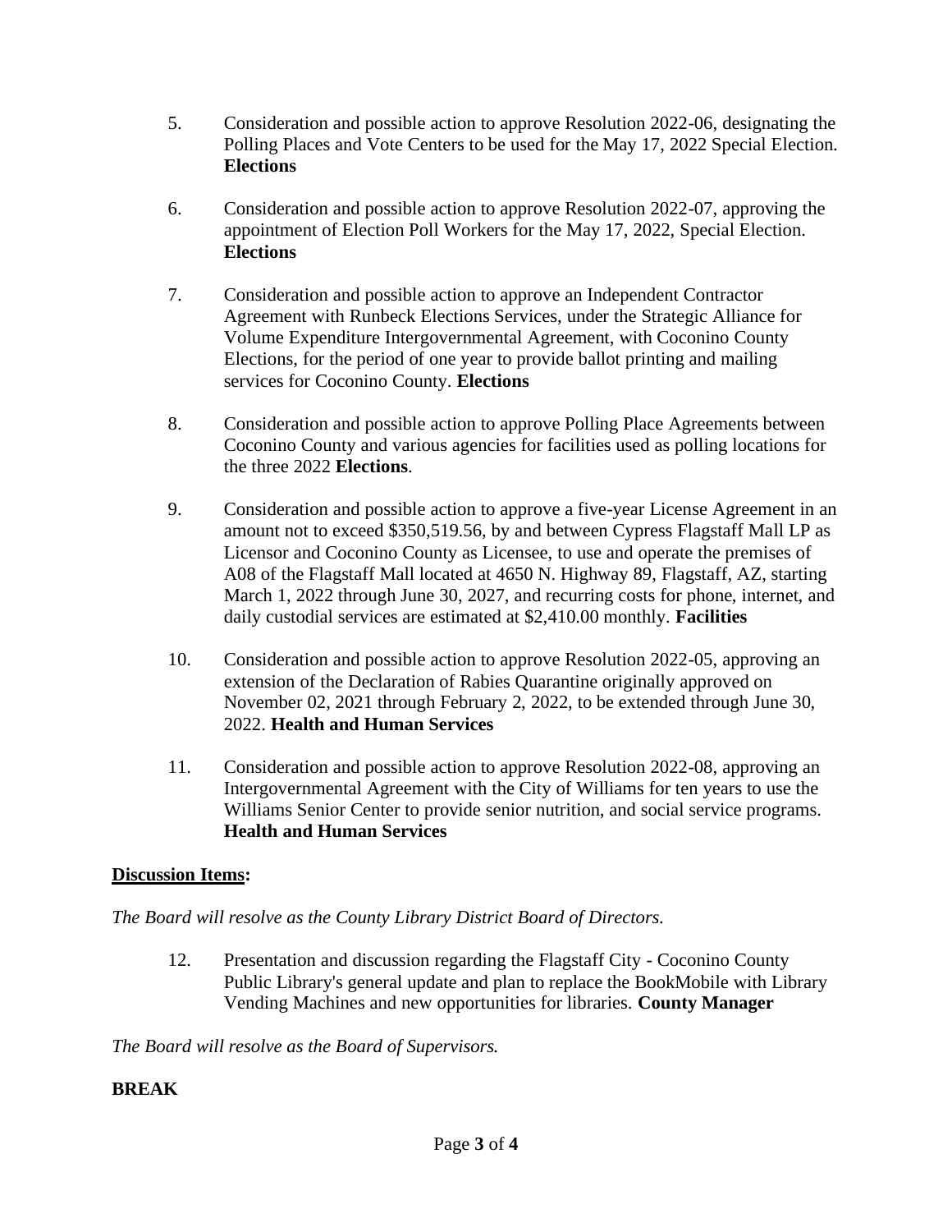5. Consideration and possible action to approve Resolution 2022-06, designating the Polling Places and Vote Centers to be used for the May 17, 2022 Special Election. **Elections**

6. Consideration and possible action to approve Resolution 2022-07, approving the appointment of Election Poll Workers for the May 17, 2022, Special Election. **Elections**

7. Consideration and possible action to approve an Independent Contractor Agreement with Runbeck Elections Services, under the Strategic Alliance for Volume Expenditure Intergovernmental Agreement, with Coconino County Elections, for the period of one year to provide ballot printing and mailing services for Coconino County. **Elections**

8. Consideration and possible action to approve Polling Place Agreements between Coconino County and various agencies for facilities used as polling locations for the three 2022 **Elections**.

9. Consideration and possible action to approve a five-year License Agreement in an amount not to exceed $350,519.56, by and between Cypress Flagstaff Mall LP as Licensor and Coconino County as Licensee, to use and operate the premises of A08 of the Flagstaff Mall located at 4650 N. Highway 89, Flagstaff, AZ, starting March 1, 2022 through June 30, 2027, and recurring costs for phone, internet, and daily custodial services are estimated at $2,410.00 monthly. **Facilities**

10. Consideration and possible action to approve Resolution 2022-05, approving an extension of the Declaration of Rabies Quarantine originally approved on November 02, 2021 through February 2, 2022, to be extended through June 30, 2022. **Health and Human Services**

11. Consideration and possible action to approve Resolution 2022-08, approving an Intergovernmental Agreement with the City of Williams for ten years to use the Williams Senior Center to provide senior nutrition, and social service programs. **Health and Human Services**

**Discussion Items:**

*The Board will resolve as the County Library District Board of Directors.*

12. Presentation and discussion regarding the Flagstaff City - Coconino County Public Library's general update and plan to replace the BookMobile with Library Vending Machines and new opportunities for libraries. **County Manager**

*The Board will resolve as the Board of Supervisors.*

**BREAK**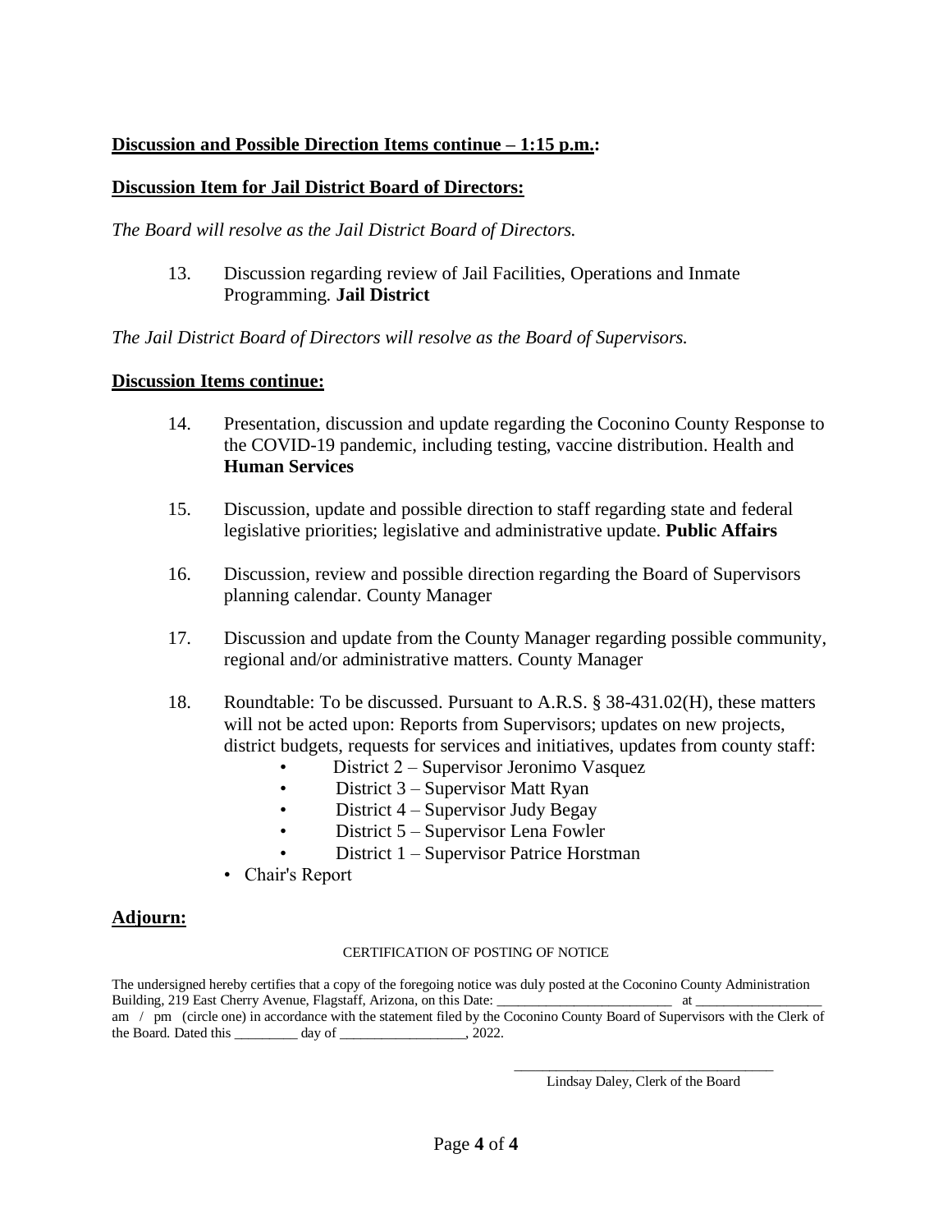**Discussion and Possible Direction Items continue – 1:15 p.m.:**

**Discussion Item for Jail District Board of Directors:**

*The Board will resolve as the Jail District Board of Directors.*

13. Discussion regarding review of Jail Facilities, Operations and Inmate Programming. **Jail District**

*The Jail District Board of Directors will resolve as the Board of Supervisors.*

**Discussion Items continue:**

14. Presentation, discussion and update regarding the Coconino County Response to the COVID-19 pandemic, including testing, vaccine distribution. Health and **Human Services**

15. Discussion, update and possible direction to staff regarding state and federal legislative priorities; legislative and administrative update. **Public Affairs**

16. Discussion, review and possible direction regarding the Board of Supervisors planning calendar. County Manager

17. Discussion and update from the County Manager regarding possible community, regional and/or administrative matters. County Manager

18. Roundtable: To be discussed. Pursuant to A.R.S. § 38-431.02(H), these matters will not be acted upon: Reports from Supervisors; updates on new projects, district budgets, requests for services and initiatives, updates from county staff:
    - District 2 – Supervisor Jeronimo Vasquez
    - District 3 – Supervisor Matt Ryan
    - District 4 – Supervisor Judy Begay
    - District 5 – Supervisor Lena Fowler
    - District 1 – Supervisor Patrice Horstman
    - Chair's Report

## Adjourn:

CERTIFICATION OF POSTING OF NOTICE

The undersigned hereby certifies that a copy of the foregoing notice was duly posted at the Coconino County Administration Building, 219 East Cherry Avenue, Flagstaff, Arizona, on this Date: ________________________ at _________________ am / pm (circle one) in accordance with the statement filed by the Coconino County Board of Supervisors with the Clerk of the Board. Dated this _________ day of _________________, 2022.

___________________________________

Lindsay Daley, Clerk of the Board